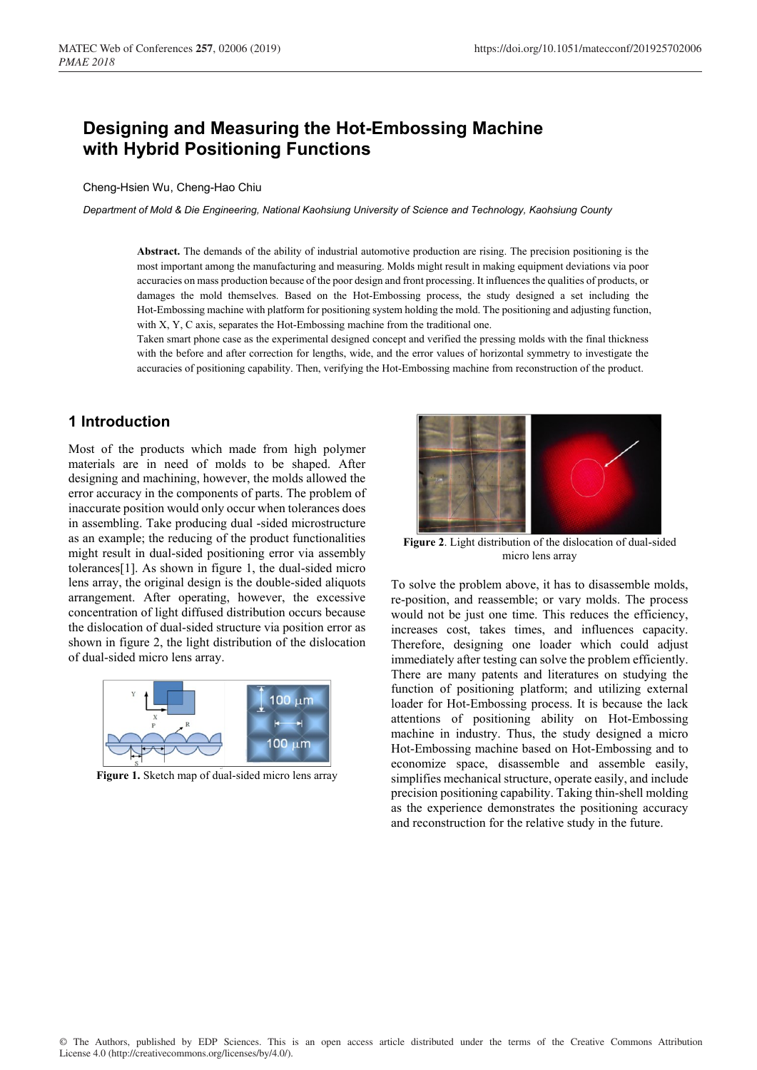# Designing and Measuring the Hot-Embossing Machine with Hybrid Positioning Functions

Cheng-Hsien Wu, Cheng-Hao Chiu

*Department of Mold & Die Engineering, National Kaohsiung University of Science and Technology, Kaohsiung County*

**Abstract.** The demands of the ability of industrial automotive production are rising. The precision positioning is the most important among the manufacturing and measuring. Molds might result in making equipment deviations via poor accuracies on mass production because of the poor design and front processing. It influences the qualities of products, or damages the mold themselves. Based on the Hot-Embossing process, the study designed a set including the Hot-Embossing machine with platform for positioning system holding the mold. The positioning and adjusting function, with X, Y, C axis, separates the Hot-Embossing machine from the traditional one.
Taken smart phone case as the experimental designed concept and verified the pressing molds with the final thickness with the before and after correction for lengths, wide, and the error values of horizontal symmetry to investigate the accuracies of positioning capability. Then, verifying the Hot-Embossing machine from reconstruction of the product.

## 1 Introduction

Most of the products which made from high polymer materials are in need of molds to be shaped. After designing and machining, however, the molds allowed the error accuracy in the components of parts. The problem of inaccurate position would only occur when tolerances does in assembling. Take producing dual -sided microstructure as an example; the reducing of the product functionalities might result in dual-sided positioning error via assembly tolerances[1]. As shown in figure 1, the dual-sided micro lens array, the original design is the double-sided aliquots arrangement. After operating, however, the excessive concentration of light diffused distribution occurs because the dislocation of dual-sided structure via position error as shown in figure 2, the light distribution of the dislocation of dual-sided micro lens array.

**Figure 1.** Sketch map of dual-sided micro lens array

**Figure 2**. Light distribution of the dislocation of dual-sided micro lens array

To solve the problem above, it has to disassemble molds, re-position, and reassemble; or vary molds. The process would not be just one time. This reduces the efficiency, increases cost, takes times, and influences capacity. Therefore, designing one loader which could adjust immediately after testing can solve the problem efficiently. There are many patents and literatures on studying the function of positioning platform; and utilizing external loader for Hot-Embossing process. It is because the lack attentions of positioning ability on Hot-Embossing machine in industry. Thus, the study designed a micro Hot-Embossing machine based on Hot-Embossing and to economize space, disassemble and assemble easily, simplifies mechanical structure, operate easily, and include precision positioning capability. Taking thin-shell molding as the experience demonstrates the positioning accuracy and reconstruction for the relative study in the future.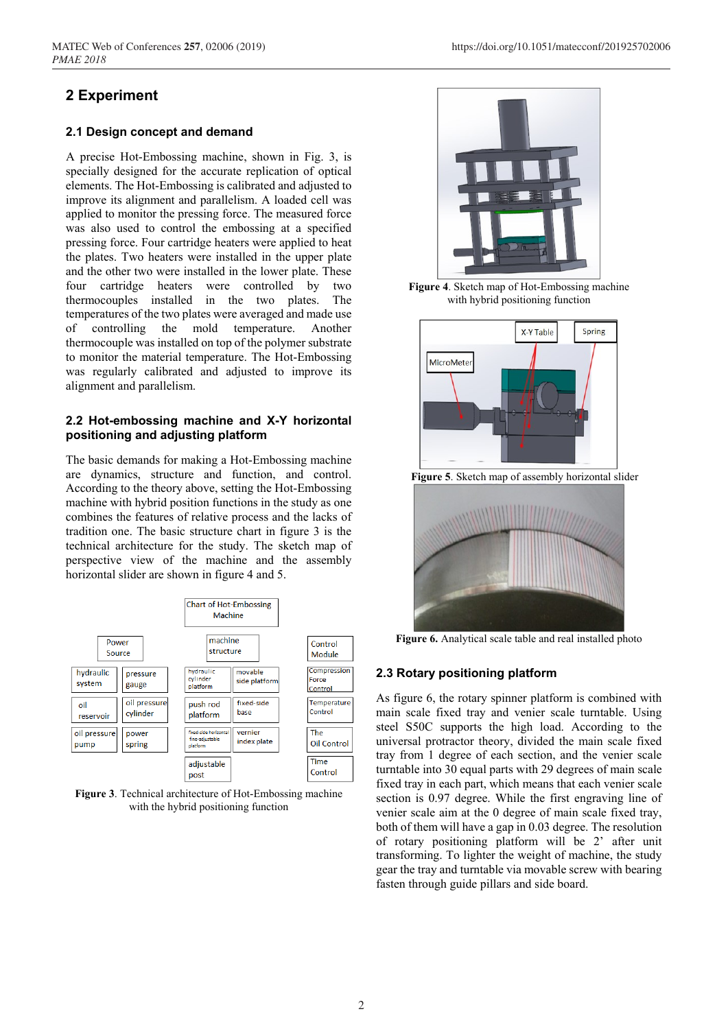## 2 Experiment

### 2.1 Design concept and demand

A precise Hot-Embossing machine, shown in Fig. 3, is specially designed for the accurate replication of optical elements. The Hot-Embossing is calibrated and adjusted to improve its alignment and parallelism. A loaded cell was applied to monitor the pressing force. The measured force was also used to control the embossing at a specified pressing force. Four cartridge heaters were applied to heat the plates. Two heaters were installed in the upper plate and the other two were installed in the lower plate. These four cartridge heaters were controlled by two thermocouples installed in the two plates. The temperatures of the two plates were averaged and made use of controlling the mold temperature. Another thermocouple was installed on top of the polymer substrate to monitor the material temperature. The Hot-Embossing was regularly calibrated and adjusted to improve its alignment and parallelism.

### 2.2 Hot-embossing machine and X-Y horizontal positioning and adjusting platform

The basic demands for making a Hot-Embossing machine are dynamics, structure and function, and control. According to the theory above, setting the Hot-Embossing machine with hybrid position functions in the study as one combines the features of relative process and the lacks of tradition one. The basic structure chart in figure 3 is the technical architecture for the study. The sketch map of perspective view of the machine and the assembly horizontal slider are shown in figure 4 and 5.

**Figure 3**. Technical architecture of Hot-Embossing machine with the hybrid positioning function

**Figure 4**. Sketch map of Hot-Embossing machine with hybrid positioning function

**Figure 5**. Sketch map of assembly horizontal slider

**Figure 6.** Analytical scale table and real installed photo

### 2.3 Rotary positioning platform

As figure 6, the rotary spinner platform is combined with main scale fixed tray and venier scale turntable. Using steel S50C supports the high load. According to the universal protractor theory, divided the main scale fixed tray from 1 degree of each section, and the venier scale turntable into 30 equal parts with 29 degrees of main scale fixed tray in each part, which means that each venier scale section is 0.97 degree. While the first engraving line of venier scale aim at the 0 degree of main scale fixed tray, both of them will have a gap in 0.03 degree. The resolution of rotary positioning platform will be 2' after unit transforming. To lighter the weight of machine, the study gear the tray and turntable via movable screw with bearing fasten through guide pillars and side board.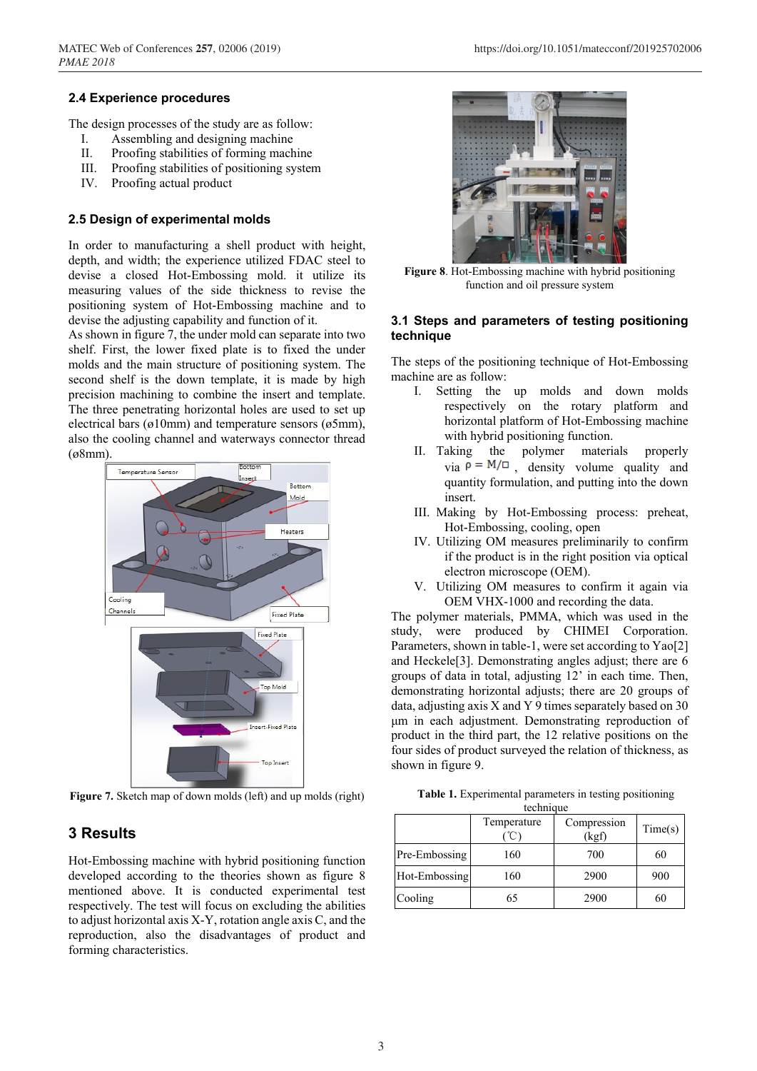### 2.4 Experience procedures

The design processes of the study are as follow:

I. Assembling and designing machine
II. Proofing stabilities of forming machine
III. Proofing stabilities of positioning system
IV. Proofing actual product

### 2.5 Design of experimental molds

In order to manufacturing a shell product with height, depth, and width; the experience utilized FDAC steel to devise a closed Hot-Embossing mold. it utilize its measuring values of the side thickness to revise the positioning system of Hot-Embossing machine and to devise the adjusting capability and function of it.

As shown in figure 7, the under mold can separate into two shelf. First, the lower fixed plate is to fixed the under molds and the main structure of positioning system. The second shelf is the down template, it is made by high precision machining to combine the insert and template. The three penetrating horizontal holes are used to set up electrical bars (ø10mm) and temperature sensors (ø5mm), also the cooling channel and waterways connector thread (ø8mm).

**Figure 7.** Sketch map of down molds (left) and up molds (right)

## 3 Results

Hot-Embossing machine with hybrid positioning function developed according to the theories shown as figure 8 mentioned above. It is conducted experimental test respectively. The test will focus on excluding the abilities to adjust horizontal axis X-Y, rotation angle axis C, and the reproduction, also the disadvantages of product and forming characteristics.

**Figure 8**. Hot-Embossing machine with hybrid positioning function and oil pressure system

### 3.1 Steps and parameters of testing positioning technique

The steps of the positioning technique of Hot-Embossing machine are as follow:

I. Setting the up molds and down molds respectively on the rotary platform and horizontal platform of Hot-Embossing machine with hybrid positioning function.
II. Taking the polymer materials properly via $\rho = M/\square$ , density volume quality and quantity formulation, and putting into the down insert.
III. Making by Hot-Embossing process: preheat, Hot-Embossing, cooling, open
IV. Utilizing OM measures preliminarily to confirm if the product is in the right position via optical electron microscope (OEM).
V. Utilizing OM measures to confirm it again via OEM VHX-1000 and recording the data.

The polymer materials, PMMA, which was used in the study, were produced by CHIMEI Corporation. Parameters, shown in table-1, were set according to Yao[2] and Heckele[3]. Demonstrating angles adjust; there are 6 groups of data in total, adjusting 12' in each time. Then, demonstrating horizontal adjusts; there are 20 groups of data, adjusting axis X and Y 9 times separately based on 30 µm in each adjustment. Demonstrating reproduction of product in the third part, the 12 relative positions on the four sides of product surveyed the relation of thickness, as shown in figure 9.

**Table 1.** Experimental parameters in testing positioning technique

| | Temperature (℃) | Compression (kgf) | Time(s) |
|---|---|---|---|
| Pre-Embossing | 160 | 700 | 60 |
| Hot-Embossing | 160 | 2900 | 900 |
| Cooling | 65 | 2900 | 60 |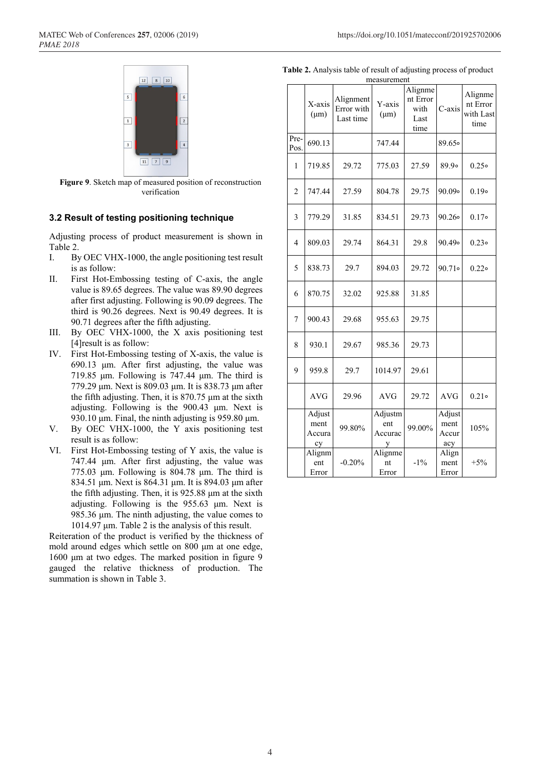**Figure 9**. Sketch map of measured position of reconstruction verification

### 3.2 Result of testing positioning technique

Adjusting process of product measurement is shown in Table 2.

I. By OEC VHX-1000, the angle positioning test result is as follow:
II. First Hot-Embossing testing of C-axis, the angle value is 89.65 degrees. The value was 89.90 degrees after first adjusting. Following is 90.09 degrees. The third is 90.26 degrees. Next is 90.49 degrees. It is 90.71 degrees after the fifth adjusting.
III. By OEC VHX-1000, the X axis positioning test [4]result is as follow:
IV. First Hot-Embossing testing of X-axis, the value is 690.13 μm. After first adjusting, the value was 719.85 μm. Following is 747.44 μm. The third is 779.29 μm. Next is 809.03 μm. It is 838.73 μm after the fifth adjusting. Then, it is 870.75 μm at the sixth adjusting. Following is the 900.43 μm. Next is 930.10 μm. Final, the ninth adjusting is 959.80 μm.
V. By OEC VHX-1000, the Y axis positioning test result is as follow:
VI. First Hot-Embossing testing of Y axis, the value is 747.44 μm. After first adjusting, the value was 775.03 μm. Following is 804.78 μm. The third is 834.51 μm. Next is 864.31 μm. It is 894.03 μm after the fifth adjusting. Then, it is 925.88 μm at the sixth adjusting. Following is the 955.63 μm. Next is 985.36 μm. The ninth adjusting, the value comes to 1014.97 μm. Table 2 is the analysis of this result.

Reiteration of the product is verified by the thickness of mold around edges which settle on 800 μm at one edge, 1600 μm at two edges. The marked position in figure 9 gauged the relative thickness of production. The summation is shown in Table 3.

**Table 2.** Analysis table of result of adjusting process of product measurement

| | X-axis (μm) | Alignment Error with Last time | Y-axis (μm) | Alignment Error with Last time | C-axis | Alignment Error with Last time |
|---|---|---|---|---|---|---|
| Pre-Pos. | 690.13 | | 747.44 | | 89.65° | |
| 1 | 719.85 | 29.72 | 775.03 | 27.59 | 89.9° | 0.25° |
| 2 | 747.44 | 27.59 | 804.78 | 29.75 | 90.09° | 0.19° |
| 3 | 779.29 | 31.85 | 834.51 | 29.73 | 90.26° | 0.17° |
| 4 | 809.03 | 29.74 | 864.31 | 29.8 | 90.49° | 0.23° |
| 5 | 838.73 | 29.7 | 894.03 | 29.72 | 90.71° | 0.22° |
| 6 | 870.75 | 32.02 | 925.88 | 31.85 | | |
| 7 | 900.43 | 29.68 | 955.63 | 29.75 | | |
| 8 | 930.1 | 29.67 | 985.36 | 29.73 | | |
| 9 | 959.8 | 29.7 | 1014.97 | 29.61 | | |
| | AVG | 29.96 | AVG | 29.72 | AVG | 0.21° |
| | Adjustment Accuracy | 99.80% | Adjustment Accuracy | 99.00% | Adjustment Accuracy | 105% |
| | Alignment Error | -0.20% | Alignment Error | -1% | Alignment Error | +5% |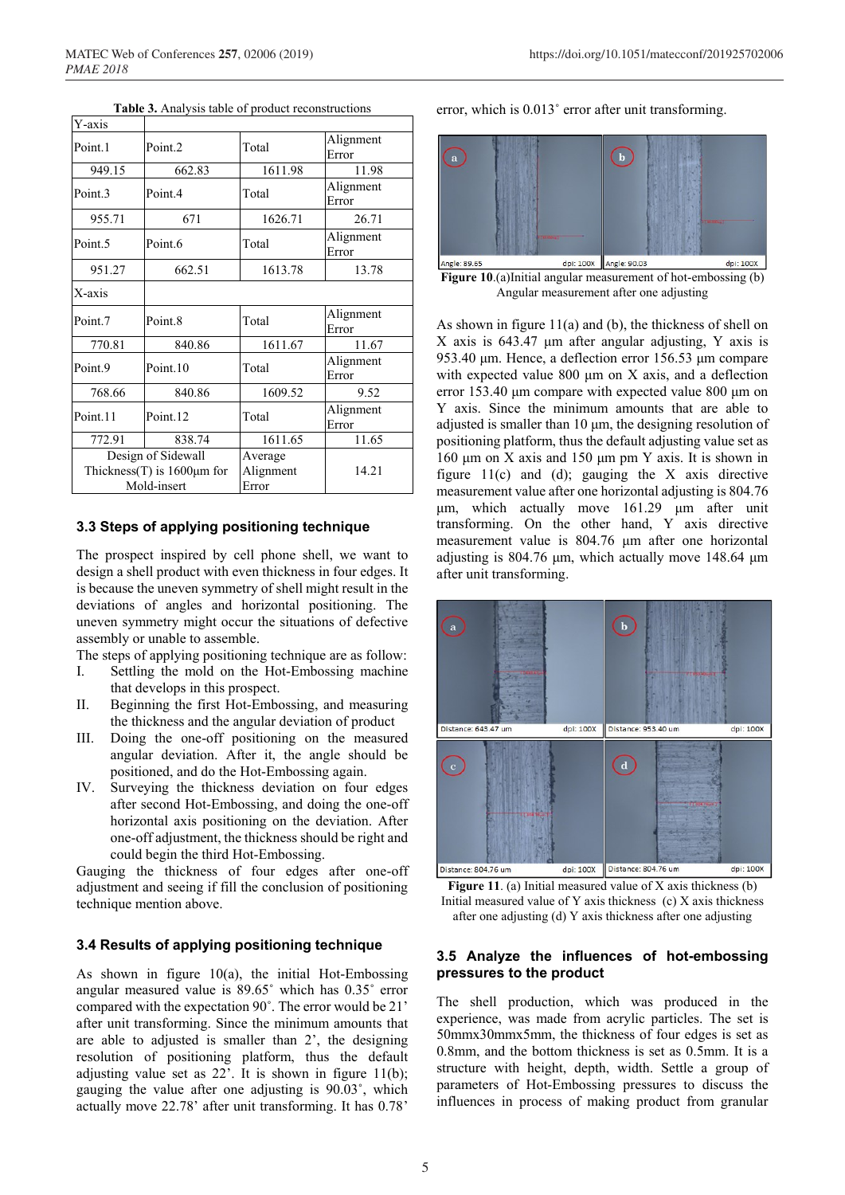**Table 3.** Analysis table of product reconstructions

| Y-axis | | | |
|---|---|---|---|
| Point.1 | Point.2 | Total | Alignment Error |
| 949.15 | 662.83 | 1611.98 | 11.98 |
| Point.3 | Point.4 | Total | Alignment Error |
| 955.71 | 671 | 1626.71 | 26.71 |
| Point.5 | Point.6 | Total | Alignment Error |
| 951.27 | 662.51 | 1613.78 | 13.78 |
| X-axis | | | |
| Point.7 | Point.8 | Total | Alignment Error |
| 770.81 | 840.86 | 1611.67 | 11.67 |
| Point.9 | Point.10 | Total | Alignment Error |
| 768.66 | 840.86 | 1609.52 | 9.52 |
| Point.11 | Point.12 | Total | Alignment Error |
| 772.91 | 838.74 | 1611.65 | 11.65 |
| Design of Sidewall Thickness(T) is 1600μm for Mold-insert | | Average Alignment Error | 14.21 |

### 3.3 Steps of applying positioning technique

The prospect inspired by cell phone shell, we want to design a shell product with even thickness in four edges. It is because the uneven symmetry of shell might result in the deviations of angles and horizontal positioning. The uneven symmetry might occur the situations of defective assembly or unable to assemble.

The steps of applying positioning technique are as follow:

I. Settling the mold on the Hot-Embossing machine that develops in this prospect.
II. Beginning the first Hot-Embossing, and measuring the thickness and the angular deviation of product
III. Doing the one-off positioning on the measured angular deviation. After it, the angle should be positioned, and do the Hot-Embossing again.
IV. Surveying the thickness deviation on four edges after second Hot-Embossing, and doing the one-off horizontal axis positioning on the deviation. After one-off adjustment, the thickness should be right and could begin the third Hot-Embossing.

Gauging the thickness of four edges after one-off adjustment and seeing if fill the conclusion of positioning technique mention above.

### 3.4 Results of applying positioning technique

As shown in figure 10(a), the initial Hot-Embossing angular measured value is 89.65˚ which has 0.35˚ error compared with the expectation 90˚. The error would be 21' after unit transforming. Since the minimum amounts that are able to adjusted is smaller than 2', the designing resolution of positioning platform, thus the default adjusting value set as 22'. It is shown in figure 11(b); gauging the value after one adjusting is 90.03˚, which actually move 22.78' after unit transforming. It has 0.78' error, which is 0.013˚ error after unit transforming.

**Figure 10.**(a)Initial angular measurement of hot-embossing (b) Angular measurement after one adjusting

As shown in figure 11(a) and (b), the thickness of shell on X axis is 643.47 μm after angular adjusting, Y axis is 953.40 μm. Hence, a deflection error 156.53 μm compare with expected value 800 μm on X axis, and a deflection error 153.40 μm compare with expected value 800 μm on Y axis. Since the minimum amounts that are able to adjusted is smaller than 10 μm, the designing resolution of positioning platform, thus the default adjusting value set as 160 μm on X axis and 150 μm pm Y axis. It is shown in figure 11(c) and (d); gauging the X axis directive measurement value after one horizontal adjusting is 804.76 μm, which actually move 161.29 μm after unit transforming. On the other hand, Y axis directive measurement value is 804.76 μm after one horizontal adjusting is 804.76 μm, which actually move 148.64 μm after unit transforming.

**Figure 11**. (a) Initial measured value of X axis thickness (b) Initial measured value of Y axis thickness (c) X axis thickness after one adjusting (d) Y axis thickness after one adjusting

### 3.5 Analyze the influences of hot-embossing pressures to the product

The shell production, which was produced in the experience, was made from acrylic particles. The set is 50mmx30mmx5mm, the thickness of four edges is set as 0.8mm, and the bottom thickness is set as 0.5mm. It is a structure with height, depth, width. Settle a group of parameters of Hot-Embossing pressures to discuss the influences in process of making product from granular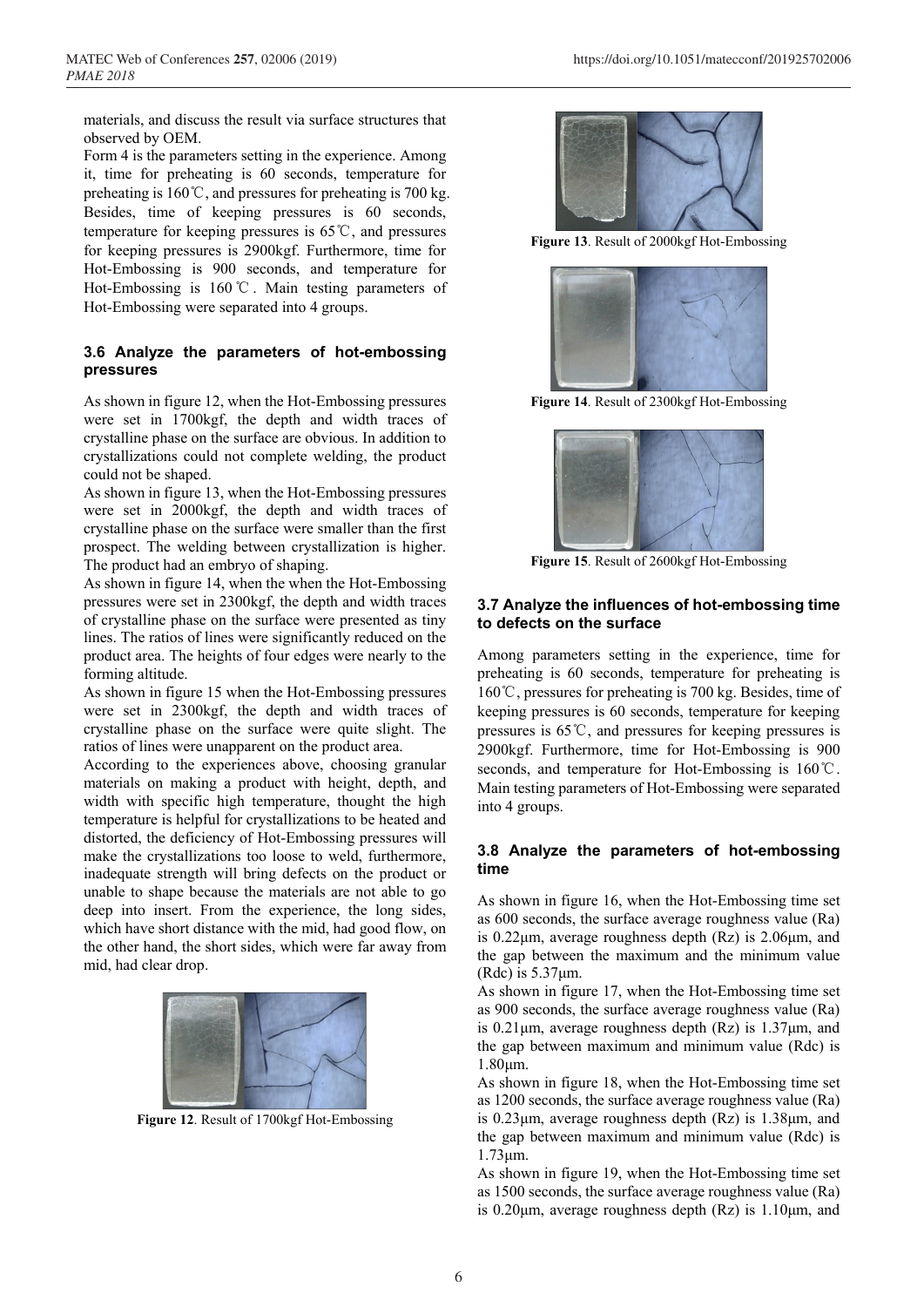materials, and discuss the result via surface structures that observed by OEM.

Form 4 is the parameters setting in the experience. Among it, time for preheating is 60 seconds, temperature for preheating is 160℃, and pressures for preheating is 700 kg. Besides, time of keeping pressures is 60 seconds, temperature for keeping pressures is 65℃, and pressures for keeping pressures is 2900kgf. Furthermore, time for Hot-Embossing is 900 seconds, and temperature for Hot-Embossing is 160℃. Main testing parameters of Hot-Embossing were separated into 4 groups.

### 3.6 Analyze the parameters of hot-embossing pressures

As shown in figure 12, when the Hot-Embossing pressures were set in 1700kgf, the depth and width traces of crystalline phase on the surface are obvious. In addition to crystallizations could not complete welding, the product could not be shaped.

As shown in figure 13, when the Hot-Embossing pressures were set in 2000kgf, the depth and width traces of crystalline phase on the surface were smaller than the first prospect. The welding between crystallization is higher. The product had an embryo of shaping.

As shown in figure 14, when the when the Hot-Embossing pressures were set in 2300kgf, the depth and width traces of crystalline phase on the surface were presented as tiny lines. The ratios of lines were significantly reduced on the product area. The heights of four edges were nearly to the forming altitude.

As shown in figure 15 when the Hot-Embossing pressures were set in 2300kgf, the depth and width traces of crystalline phase on the surface were quite slight. The ratios of lines were unapparent on the product area.

According to the experiences above, choosing granular materials on making a product with height, depth, and width with specific high temperature, thought the high temperature is helpful for crystallizations to be heated and distorted, the deficiency of Hot-Embossing pressures will make the crystallizations too loose to weld, furthermore, inadequate strength will bring defects on the product or unable to shape because the materials are not able to go deep into insert. From the experience, the long sides, which have short distance with the mid, had good flow, on the other hand, the short sides, which were far away from mid, had clear drop.

**Figure 12**. Result of 1700kgf Hot-Embossing

**Figure 13**. Result of 2000kgf Hot-Embossing

**Figure 14**. Result of 2300kgf Hot-Embossing

**Figure 15**. Result of 2600kgf Hot-Embossing

### 3.7 Analyze the influences of hot-embossing time to defects on the surface

Among parameters setting in the experience, time for preheating is 60 seconds, temperature for preheating is 160℃, pressures for preheating is 700 kg. Besides, time of keeping pressures is 60 seconds, temperature for keeping pressures is 65℃, and pressures for keeping pressures is 2900kgf. Furthermore, time for Hot-Embossing is 900 seconds, and temperature for Hot-Embossing is 160℃. Main testing parameters of Hot-Embossing were separated into 4 groups.

### 3.8 Analyze the parameters of hot-embossing time

As shown in figure 16, when the Hot-Embossing time set as 600 seconds, the surface average roughness value (Ra) is 0.22μm, average roughness depth (Rz) is 2.06μm, and the gap between the maximum and the minimum value (Rdc) is 5.37μm.

As shown in figure 17, when the Hot-Embossing time set as 900 seconds, the surface average roughness value (Ra) is 0.21μm, average roughness depth (Rz) is 1.37μm, and the gap between maximum and minimum value (Rdc) is 1.80μm.

As shown in figure 18, when the Hot-Embossing time set as 1200 seconds, the surface average roughness value (Ra) is 0.23μm, average roughness depth (Rz) is 1.38μm, and the gap between maximum and minimum value (Rdc) is 1.73μm.

As shown in figure 19, when the Hot-Embossing time set as 1500 seconds, the surface average roughness value (Ra) is 0.20μm, average roughness depth (Rz) is 1.10μm, and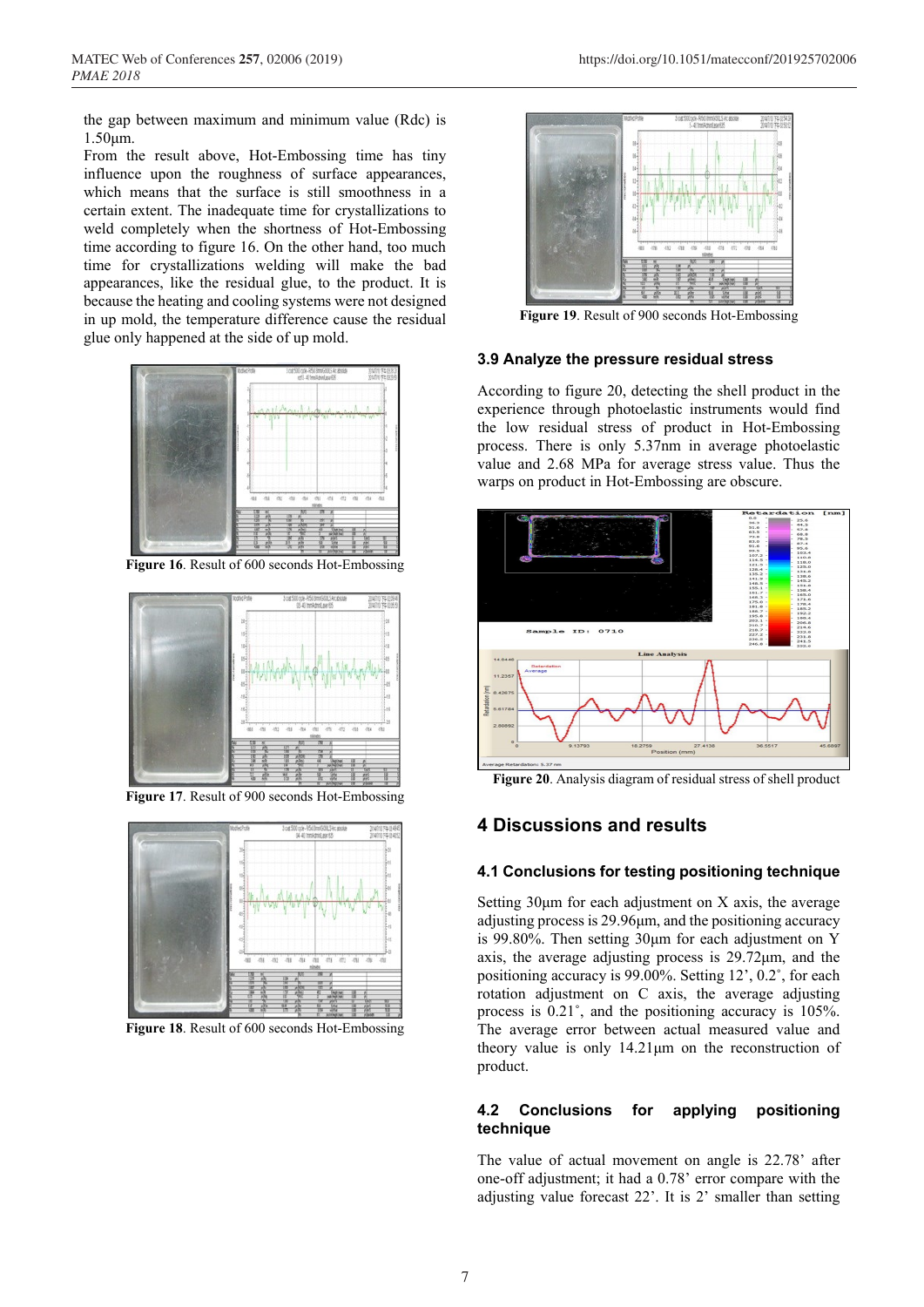the gap between maximum and minimum value (Rdc) is 1.50µm.

From the result above, Hot-Embossing time has tiny influence upon the roughness of surface appearances, which means that the surface is still smoothness in a certain extent. The inadequate time for crystallizations to weld completely when the shortness of Hot-Embossing time according to figure 16. On the other hand, too much time for crystallizations welding will make the bad appearances, like the residual glue, to the product. It is because the heating and cooling systems were not designed in up mold, the temperature difference cause the residual glue only happened at the side of up mold.

**Figure 16**. Result of 600 seconds Hot-Embossing

**Figure 17**. Result of 900 seconds Hot-Embossing

**Figure 18**. Result of 600 seconds Hot-Embossing

**Figure 19**. Result of 900 seconds Hot-Embossing

### 3.9 Analyze the pressure residual stress

According to figure 20, detecting the shell product in the experience through photoelastic instruments would find the low residual stress of product in Hot-Embossing process. There is only 5.37nm in average photoelastic value and 2.68 MPa for average stress value. Thus the warps on product in Hot-Embossing are obscure.

**Figure 20**. Analysis diagram of residual stress of shell product

## 4 Discussions and results

### 4.1 Conclusions for testing positioning technique

Setting 30µm for each adjustment on X axis, the average adjusting process is 29.96µm, and the positioning accuracy is 99.80%. Then setting 30µm for each adjustment on Y axis, the average adjusting process is 29.72µm, and the positioning accuracy is 99.00%. Setting 12’, 0.2˚, for each rotation adjustment on C axis, the average adjusting process is 0.21˚, and the positioning accuracy is 105%. The average error between actual measured value and theory value is only 14.21µm on the reconstruction of product.

### 4.2 Conclusions for applying positioning technique

The value of actual movement on angle is 22.78’ after one-off adjustment; it had a 0.78’ error compare with the adjusting value forecast 22’. It is 2’ smaller than setting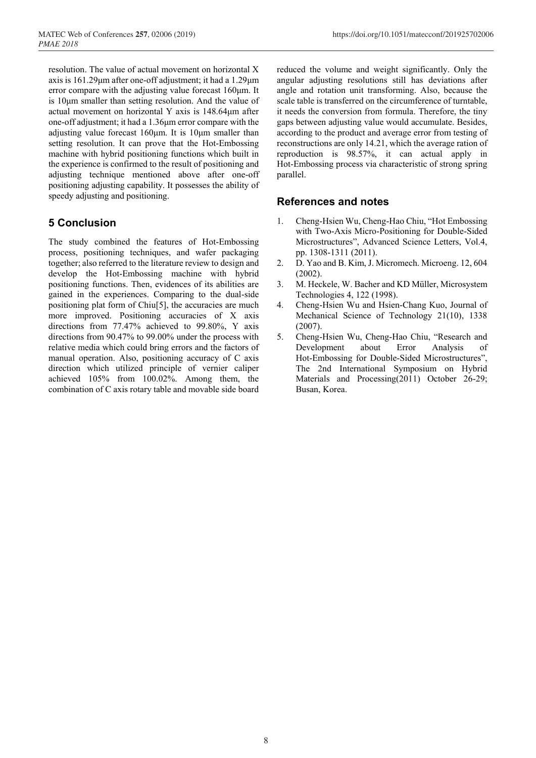resolution. The value of actual movement on horizontal X axis is 161.29μm after one-off adjustment; it had a 1.29μm error compare with the adjusting value forecast 160μm. It is 10μm smaller than setting resolution. And the value of actual movement on horizontal Y axis is 148.64μm after one-off adjustment; it had a 1.36μm error compare with the adjusting value forecast 160μm. It is 10μm smaller than setting resolution. It can prove that the Hot-Embossing machine with hybrid positioning functions which built in the experience is confirmed to the result of positioning and adjusting technique mentioned above after one-off positioning adjusting capability. It possesses the ability of speedy adjusting and positioning.

## 5 Conclusion

The study combined the features of Hot-Embossing process, positioning techniques, and wafer packaging together; also referred to the literature review to design and develop the Hot-Embossing machine with hybrid positioning functions. Then, evidences of its abilities are gained in the experiences. Comparing to the dual-side positioning plat form of Chiu[5], the accuracies are much more improved. Positioning accuracies of X axis directions from 77.47% achieved to 99.80%, Y axis directions from 90.47% to 99.00% under the process with relative media which could bring errors and the factors of manual operation. Also, positioning accuracy of C axis direction which utilized principle of vernier caliper achieved 105% from 100.02%. Among them, the combination of C axis rotary table and movable side board reduced the volume and weight significantly. Only the angular adjusting resolutions still has deviations after angle and rotation unit transforming. Also, because the scale table is transferred on the circumference of turntable, it needs the conversion from formula. Therefore, the tiny gaps between adjusting value would accumulate. Besides, according to the product and average error from testing of reconstructions are only 14.21, which the average ration of reproduction is 98.57%, it can actual apply in Hot-Embossing process via characteristic of strong spring parallel.

## References and notes

1. Cheng-Hsien Wu, Cheng-Hao Chiu, "Hot Embossing with Two-Axis Micro-Positioning for Double-Sided Microstructures", Advanced Science Letters, Vol.4, pp. 1308-1311 (2011).
2. D. Yao and B. Kim, J. Micromech. Microeng. 12, 604 (2002).
3. M. Heckele, W. Bacher and KD Müller, Microsystem Technologies 4, 122 (1998).
4. Cheng-Hsien Wu and Hsien-Chang Kuo, Journal of Mechanical Science of Technology 21(10), 1338 (2007).
5. Cheng-Hsien Wu, Cheng-Hao Chiu, "Research and Development about Error Analysis of Hot-Embossing for Double-Sided Microstructures", The 2nd International Symposium on Hybrid Materials and Processing(2011) October 26-29; Busan, Korea.